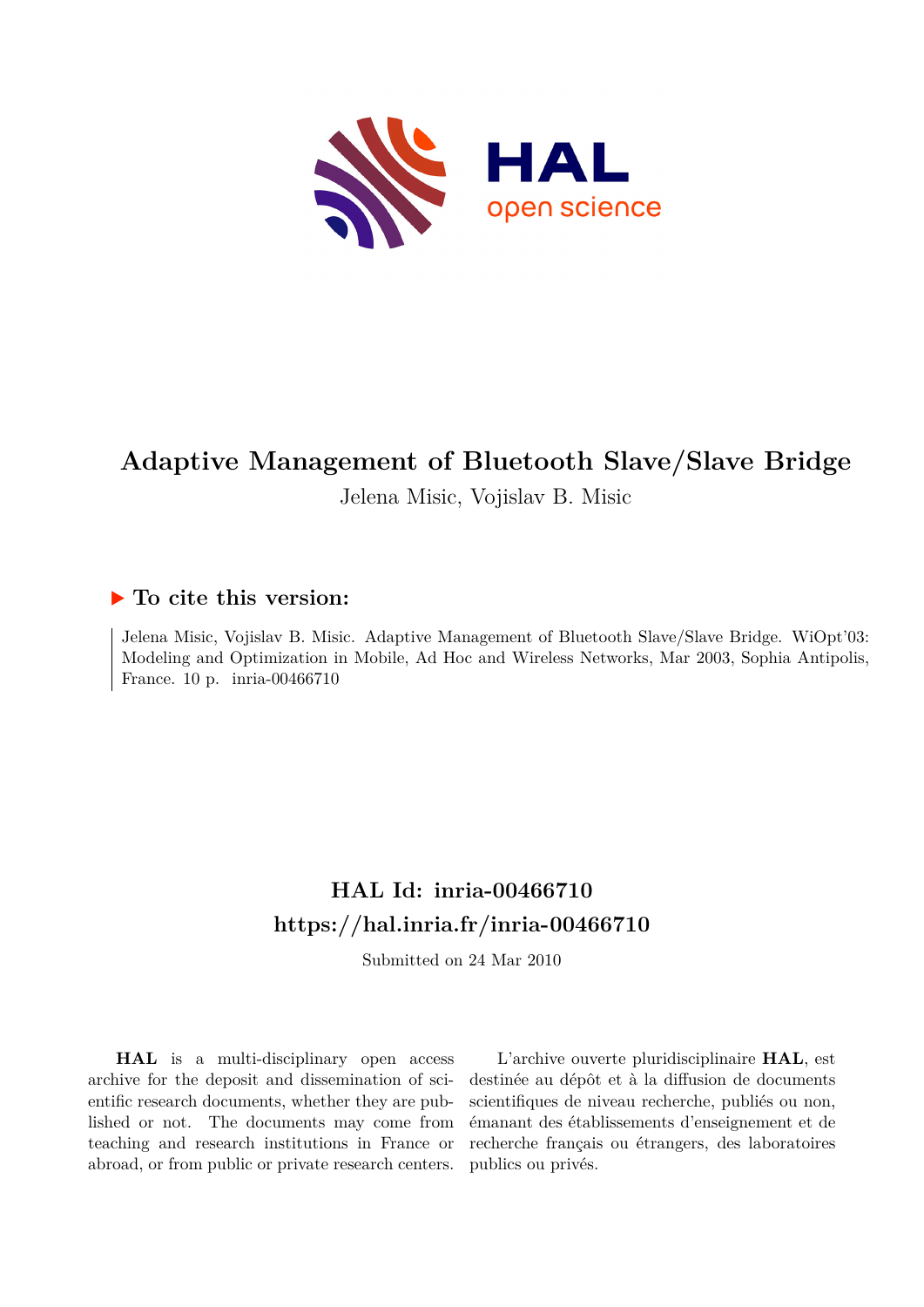# Adaptive Management of Bluetooth Slave/Slave Bridge

Jelena Misic, Vojislav B. Misic

## ▶ To cite this version:

Jelena Misic, Vojislav B. Misic. Adaptive Management of Bluetooth Slave/Slave Bridge. WiOpt'03: Modeling and Optimization in Mobile, Ad Hoc and Wireless Networks, Mar 2003, Sophia Antipolis, France. 10 p. inria-00466710

## HAL Id: inria-00466710
## https://hal.inria.fr/inria-00466710

Submitted on 24 Mar 2010

**HAL** is a multi-disciplinary open access archive for the deposit and dissemination of scientific research documents, whether they are published or not. The documents may come from teaching and research institutions in France or abroad, or from public or private research centers.

L'archive ouverte pluridisciplinaire **HAL**, est destinée au dépôt et à la diffusion de documents scientifiques de niveau recherche, publiés ou non, émanant des établissements d'enseignement et de recherche français ou étrangers, des laboratoires publics ou privés.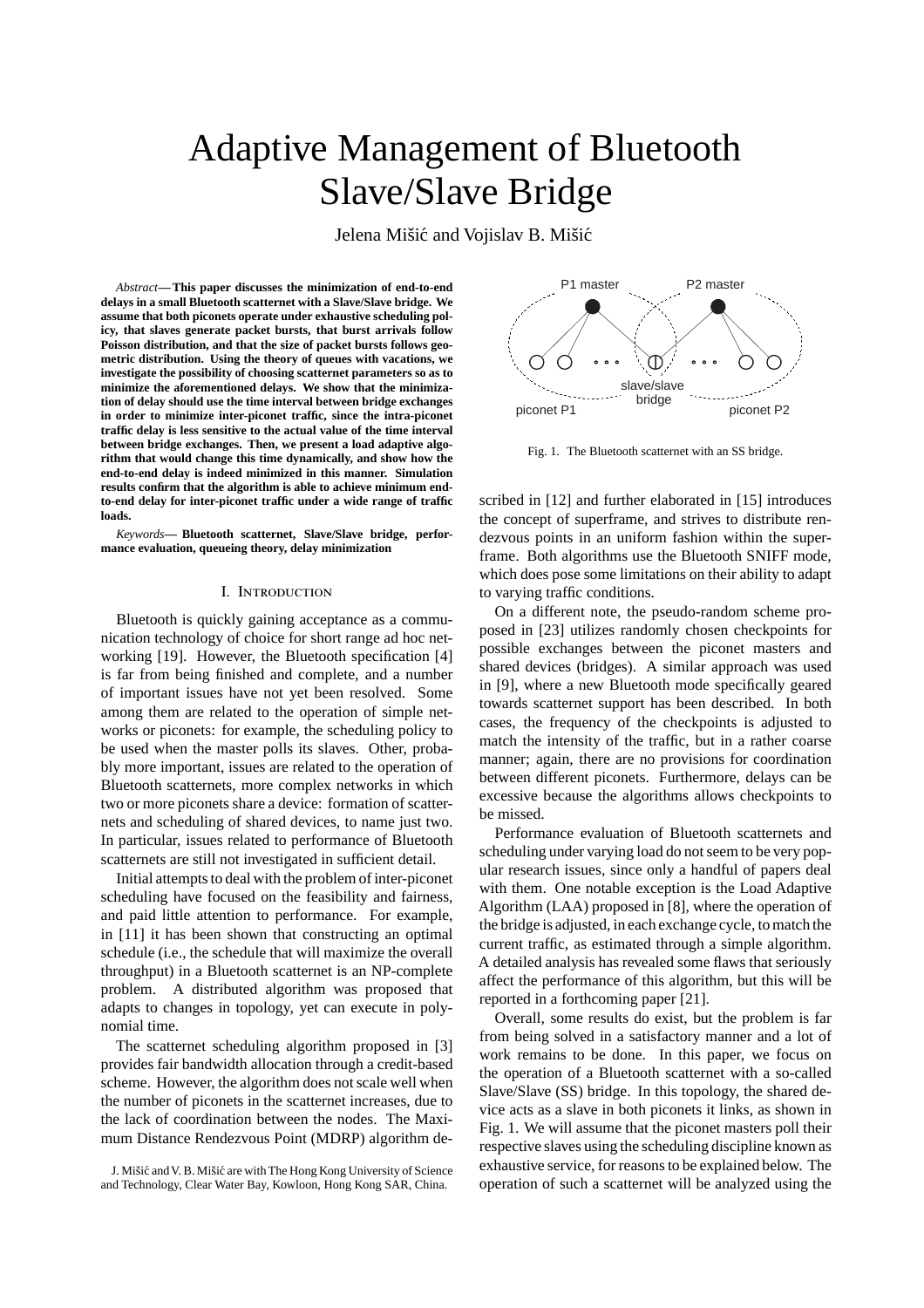# Adaptive Management of Bluetooth Slave/Slave Bridge

Jelena Mišić and Vojislav B. Mišić

*Abstract*— **This paper discusses the minimization of end-to-end delays in a small Bluetooth scatternet with a Slave/Slave bridge. We assume that both piconets operate under exhaustive scheduling policy, that slaves generate packet bursts, that burst arrivals follow Poisson distribution, and that the size of packet bursts follows geometric distribution. Using the theory of queues with vacations, we investigate the possibility of choosing scatternet parameters so as to minimize the aforementioned delays. We show that the minimization of delay should use the time interval between bridge exchanges in order to minimize inter-piconet traffic, since the intra-piconet traffic delay is less sensitive to the actual value of the time interval between bridge exchanges. Then, we present a load adaptive algorithm that would change this time dynamically, and show how the end-to-end delay is indeed minimized in this manner. Simulation results confirm that the algorithm is able to achieve minimum end-to-end delay for inter-piconet traffic under a wide range of traffic loads.**

*Keywords*— **Bluetooth scatternet, Slave/Slave bridge, performance evaluation, queueing theory, delay minimization**

## I. Introduction

Bluetooth is quickly gaining acceptance as a communication technology of choice for short range ad hoc networking [19]. However, the Bluetooth specification [4] is far from being finished and complete, and a number of important issues have not yet been resolved. Some among them are related to the operation of simple networks or piconets: for example, the scheduling policy to be used when the master polls its slaves. Other, probably more important, issues are related to the operation of Bluetooth scatternets, more complex networks in which two or more piconets share a device: formation of scatternets and scheduling of shared devices, to name just two. In particular, issues related to performance of Bluetooth scatternets are still not investigated in sufficient detail.

Initial attempts to deal with the problem of inter-piconet scheduling have focused on the feasibility and fairness, and paid little attention to performance. For example, in [11] it has been shown that constructing an optimal schedule (i.e., the schedule that will maximize the overall throughput) in a Bluetooth scatternet is an NP-complete problem. A distributed algorithm was proposed that adapts to changes in topology, yet can execute in polynomial time.

The scatternet scheduling algorithm proposed in [3] provides fair bandwidth allocation through a credit-based scheme. However, the algorithm does not scale well when the number of piconets in the scatternet increases, due to the lack of coordination between the nodes. The Maximum Distance Rendezvous Point (MDRP) algorithm described in [12] and further elaborated in [15] introduces the concept of superframe, and strives to distribute rendezvous points in an uniform fashion within the superframe. Both algorithms use the Bluetooth SNIFF mode, which does pose some limitations on their ability to adapt to varying traffic conditions.

J. Mišić and V. B. Mišić are with The Hong Kong University of Science and Technology, Clear Water Bay, Kowloon, Hong Kong SAR, China.

P1 master | P2 master | slave/slave bridge | piconet P1 | piconet P2

Fig. 1. The Bluetooth scatternet with an SS bridge.

On a different note, the pseudo-random scheme proposed in [23] utilizes randomly chosen checkpoints for possible exchanges between the piconet masters and shared devices (bridges). A similar approach was used in [9], where a new Bluetooth mode specifically geared towards scatternet support has been described. In both cases, the frequency of the checkpoints is adjusted to match the intensity of the traffic, but in a rather coarse manner; again, there are no provisions for coordination between different piconets. Furthermore, delays can be excessive because the algorithms allows checkpoints to be missed.

Performance evaluation of Bluetooth scatternets and scheduling under varying load do not seem to be very popular research issues, since only a handful of papers deal with them. One notable exception is the Load Adaptive Algorithm (LAA) proposed in [8], where the operation of the bridge is adjusted, in each exchange cycle, to match the current traffic, as estimated through a simple algorithm. A detailed analysis has revealed some flaws that seriously affect the performance of this algorithm, but this will be reported in a forthcoming paper [21].

Overall, some results do exist, but the problem is far from being solved in a satisfactory manner and a lot of work remains to be done. In this paper, we focus on the operation of a Bluetooth scatternet with a so-called Slave/Slave (SS) bridge. In this topology, the shared device acts as a slave in both piconets it links, as shown in Fig. 1. We will assume that the piconet masters poll their respective slaves using the scheduling discipline known as exhaustive service, for reasons to be explained below. The operation of such a scatternet will be analyzed using the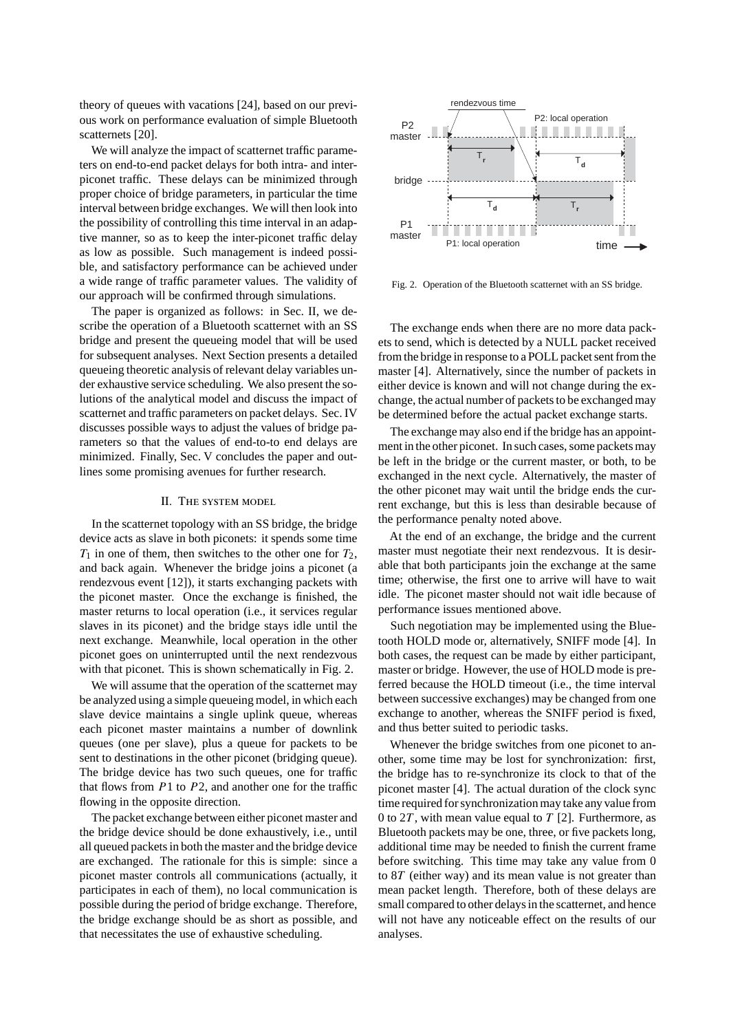theory of queues with vacations [24], based on our previous work on performance evaluation of simple Bluetooth scatternets [20].

We will analyze the impact of scatternet traffic parameters on end-to-end packet delays for both intra- and inter-piconet traffic. These delays can be minimized through proper choice of bridge parameters, in particular the time interval between bridge exchanges. We will then look into the possibility of controlling this time interval in an adaptive manner, so as to keep the inter-piconet traffic delay as low as possible. Such management is indeed possible, and satisfactory performance can be achieved under a wide range of traffic parameter values. The validity of our approach will be confirmed through simulations.

The paper is organized as follows: in Sec. II, we describe the operation of a Bluetooth scatternet with an SS bridge and present the queueing model that will be used for subsequent analyses. Next Section presents a detailed queueing theoretic analysis of relevant delay variables under exhaustive service scheduling. We also present the solutions of the analytical model and discuss the impact of scatternet and traffic parameters on packet delays. Sec. IV discusses possible ways to adjust the values of bridge parameters so that the values of end-to-to end delays are minimized. Finally, Sec. V concludes the paper and outlines some promising avenues for further research.

## II. The system model

In the scatternet topology with an SS bridge, the bridge device acts as slave in both piconets: it spends some time $T_1$ in one of them, then switches to the other one for $T_2$, and back again. Whenever the bridge joins a piconet (a rendezvous event [12]), it starts exchanging packets with the piconet master. Once the exchange is finished, the master returns to local operation (i.e., it services regular slaves in its piconet) and the bridge stays idle until the next exchange. Meanwhile, local operation in the other piconet goes on uninterrupted until the next rendezvous with that piconet. This is shown schematically in Fig. 2.

We will assume that the operation of the scatternet may be analyzed using a simple queueing model, in which each slave device maintains a single uplink queue, whereas each piconet master maintains a number of downlink queues (one per slave), plus a queue for packets to be sent to destinations in the other piconet (bridging queue). The bridge device has two such queues, one for traffic that flows from $P1$ to $P2$, and another one for the traffic flowing in the opposite direction.

The packet exchange between either piconet master and the bridge device should be done exhaustively, i.e., until all queued packets in both the master and the bridge device are exchanged. The rationale for this is simple: since a piconet master controls all communications (actually, it participates in each of them), no local communication is possible during the period of bridge exchange. Therefore, the bridge exchange should be as short as possible, and that necessitates the use of exhaustive scheduling.

Fig. 2. Operation of the Bluetooth scatternet with an SS bridge.

The exchange ends when there are no more data packets to send, which is detected by a NULL packet received from the bridge in response to a POLL packet sent from the master [4]. Alternatively, since the number of packets in either device is known and will not change during the exchange, the actual number of packets to be exchanged may be determined before the actual packet exchange starts.

The exchange may also end if the bridge has an appointment in the other piconet. In such cases, some packets may be left in the bridge or the current master, or both, to be exchanged in the next cycle. Alternatively, the master of the other piconet may wait until the bridge ends the current exchange, but this is less than desirable because of the performance penalty noted above.

At the end of an exchange, the bridge and the current master must negotiate their next rendezvous. It is desirable that both participants join the exchange at the same time; otherwise, the first one to arrive will have to wait idle. The piconet master should not wait idle because of performance issues mentioned above.

Such negotiation may be implemented using the Bluetooth HOLD mode or, alternatively, SNIFF mode [4]. In both cases, the request can be made by either participant, master or bridge. However, the use of HOLD mode is preferred because the HOLD timeout (i.e., the time interval between successive exchanges) may be changed from one exchange to another, whereas the SNIFF period is fixed, and thus better suited to periodic tasks.

Whenever the bridge switches from one piconet to another, some time may be lost for synchronization: first, the bridge has to re-synchronize its clock to that of the piconet master [4]. The actual duration of the clock sync time required for synchronization may take any value from 0 to $2T$, with mean value equal to $T$ [2]. Furthermore, as Bluetooth packets may be one, three, or five packets long, additional time may be needed to finish the current frame before switching. This time may take any value from 0 to $8T$ (either way) and its mean value is not greater than mean packet length. Therefore, both of these delays are small compared to other delays in the scatternet, and hence will not have any noticeable effect on the results of our analyses.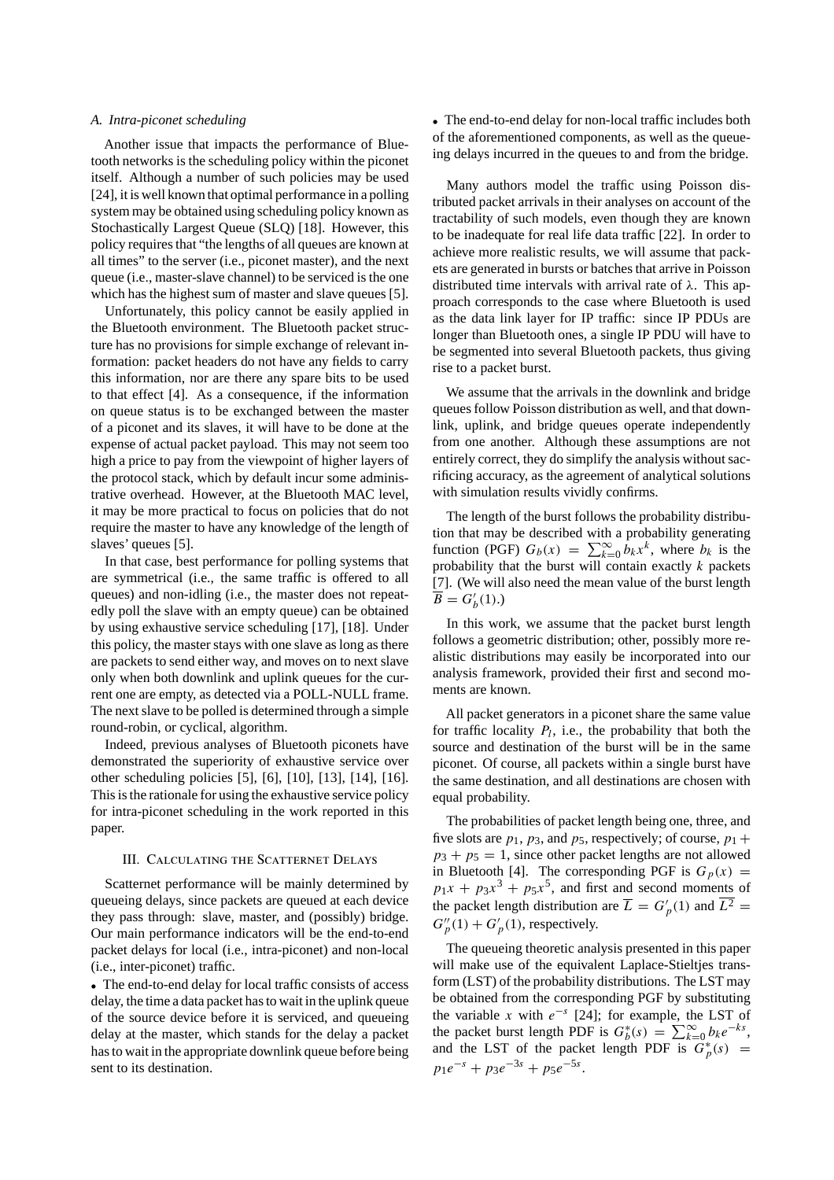### A. Intra-piconet scheduling

Another issue that impacts the performance of Bluetooth networks is the scheduling policy within the piconet itself. Although a number of such policies may be used [24], it is well known that optimal performance in a polling system may be obtained using scheduling policy known as Stochastically Largest Queue (SLQ) [18]. However, this policy requires that "the lengths of all queues are known at all times" to the server (i.e., piconet master), and the next queue (i.e., master-slave channel) to be serviced is the one which has the highest sum of master and slave queues [5].

Unfortunately, this policy cannot be easily applied in the Bluetooth environment. The Bluetooth packet structure has no provisions for simple exchange of relevant information: packet headers do not have any fields to carry this information, nor are there any spare bits to be used to that effect [4]. As a consequence, if the information on queue status is to be exchanged between the master of a piconet and its slaves, it will have to be done at the expense of actual packet payload. This may not seem too high a price to pay from the viewpoint of higher layers of the protocol stack, which by default incur some administrative overhead. However, at the Bluetooth MAC level, it may be more practical to focus on policies that do not require the master to have any knowledge of the length of slaves' queues [5].

In that case, best performance for polling systems that are symmetrical (i.e., the same traffic is offered to all queues) and non-idling (i.e., the master does not repeatedly poll the slave with an empty queue) can be obtained by using exhaustive service scheduling [17], [18]. Under this policy, the master stays with one slave as long as there are packets to send either way, and moves on to next slave only when both downlink and uplink queues for the current one are empty, as detected via a POLL-NULL frame. The next slave to be polled is determined through a simple round-robin, or cyclical, algorithm.

Indeed, previous analyses of Bluetooth piconets have demonstrated the superiority of exhaustive service over other scheduling policies [5], [6], [10], [13], [14], [16]. This is the rationale for using the exhaustive service policy for intra-piconet scheduling in the work reported in this paper.

## III. Calculating the Scatternet Delays

Scatternet performance will be mainly determined by queueing delays, since packets are queued at each device they pass through: slave, master, and (possibly) bridge. Our main performance indicators will be the end-to-end packet delays for local (i.e., intra-piconet) and non-local (i.e., inter-piconet) traffic.

- The end-to-end delay for local traffic consists of access delay, the time a data packet has to wait in the uplink queue of the source device before it is serviced, and queueing delay at the master, which stands for the delay a packet has to wait in the appropriate downlink queue before being sent to its destination.
- The end-to-end delay for non-local traffic includes both of the aforementioned components, as well as the queueing delays incurred in the queues to and from the bridge.

Many authors model the traffic using Poisson distributed packet arrivals in their analyses on account of the tractability of such models, even though they are known to be inadequate for real life data traffic [22]. In order to achieve more realistic results, we will assume that packets are generated in bursts or batches that arrive in Poisson distributed time intervals with arrival rate of $\lambda$. This approach corresponds to the case where Bluetooth is used as the data link layer for IP traffic: since IP PDUs are longer than Bluetooth ones, a single IP PDU will have to be segmented into several Bluetooth packets, thus giving rise to a packet burst.

We assume that the arrivals in the downlink and bridge queues follow Poisson distribution as well, and that downlink, uplink, and bridge queues operate independently from one another. Although these assumptions are not entirely correct, they do simplify the analysis without sacrificing accuracy, as the agreement of analytical solutions with simulation results vividly confirms.

The length of the burst follows the probability distribution that may be described with a probability generating function (PGF) $G_b(x) = \sum_{k=0}^{\infty} b_k x^k$, where $b_k$ is the probability that the burst will contain exactly $k$ packets [7]. (We will also need the mean value of the burst length $\overline{B} = G_b'(1)$.)

In this work, we assume that the packet burst length follows a geometric distribution; other, possibly more realistic distributions may easily be incorporated into our analysis framework, provided their first and second moments are known.

All packet generators in a piconet share the same value for traffic locality $P_l$, i.e., the probability that both the source and destination of the burst will be in the same piconet. Of course, all packets within a single burst have the same destination, and all destinations are chosen with equal probability.

The probabilities of packet length being one, three, and five slots are $p_1$, $p_3$, and $p_5$, respectively; of course, $p_1 + p_3 + p_5 = 1$, since other packet lengths are not allowed in Bluetooth [4]. The corresponding PGF is $G_p(x) = p_1 x + p_3 x^3 + p_5 x^5$, and first and second moments of the packet length distribution are $\overline{L} = G_p'(1)$ and $\overline{L^2} = G_p''(1) + G_p'(1)$, respectively.

The queueing theoretic analysis presented in this paper will make use of the equivalent Laplace-Stieltjes transform (LST) of the probability distributions. The LST may be obtained from the corresponding PGF by substituting the variable $x$ with $e^{-s}$ [24]; for example, the LST of the packet burst length PDF is $G_b^*(s) = \sum_{k=0}^{\infty} b_k e^{-ks}$, and the LST of the packet length PDF is $G_p^*(s) = p_1 e^{-s} + p_3 e^{-3s} + p_5 e^{-5s}$.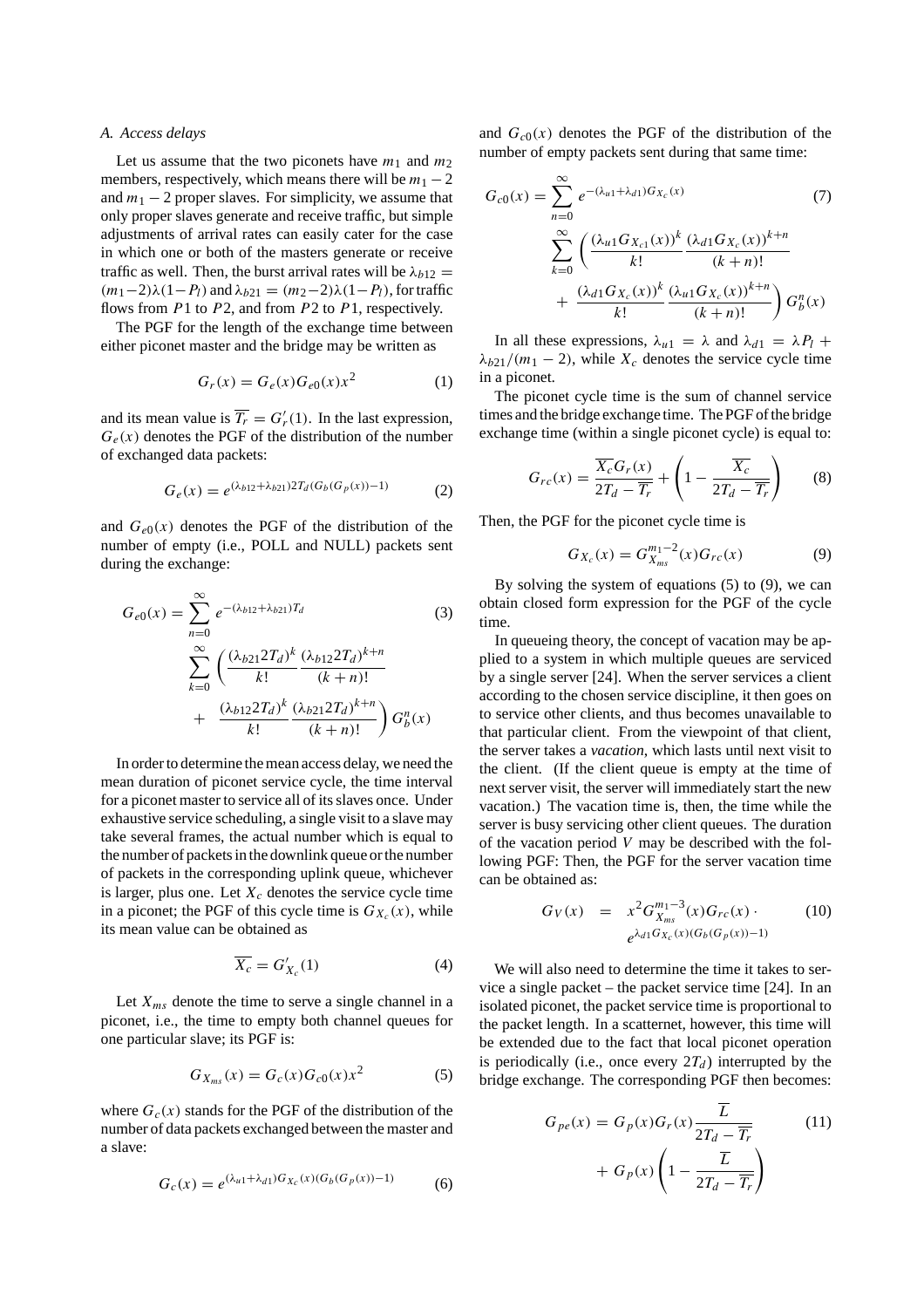### A. Access delays

Let us assume that the two piconets have $m_1$ and $m_2$ members, respectively, which means there will be $m_1 - 2$ and $m_1 - 2$ proper slaves. For simplicity, we assume that only proper slaves generate and receive traffic, but simple adjustments of arrival rates can easily cater for the case in which one or both of the masters generate or receive traffic as well. Then, the burst arrival rates will be $\lambda_{b12} = (m_1-2)\lambda(1-P_l)$ and $\lambda_{b21} = (m_2-2)\lambda(1-P_l)$, for traffic flows from $P1$ to $P2$, and from $P2$ to $P1$, respectively.

The PGF for the length of the exchange time between either piconet master and the bridge may be written as

$$G_r(x) = G_e(x)G_{e0}(x)x^2 \tag{1}$$

and its mean value is $\overline{T_r} = G'_r(1)$. In the last expression, $G_e(x)$ denotes the PGF of the distribution of the number of exchanged data packets:

$$G_e(x) = e^{(\lambda_{b12}+\lambda_{b21})2T_d(G_b(G_p(x))-1)} \tag{2}$$

and $G_{e0}(x)$ denotes the PGF of the distribution of the number of empty (i.e., POLL and NULL) packets sent during the exchange:

$$\begin{aligned} G_{e0}(x) = \sum_{n=0}^{\infty} & e^{-(\lambda_{b12}+\lambda_{b21})T_d} \\ & \sum_{k=0}^{\infty}\left(\frac{(\lambda_{b21}2T_d)^k}{k!}\frac{(\lambda_{b12}2T_d)^{k+n}}{(k+n)!}\right. \\ & + \left.\frac{(\lambda_{b12}2T_d)^k}{k!}\frac{(\lambda_{b21}2T_d)^{k+n}}{(k+n)!}\right)G_b^n(x) \end{aligned} \tag{3}$$

In order to determine the mean access delay, we need the mean duration of piconet service cycle, the time interval for a piconet master to service all of its slaves once. Under exhaustive service scheduling, a single visit to a slave may take several frames, the actual number which is equal to the number of packets in the downlink queue or the number of packets in the corresponding uplink queue, whichever is larger, plus one. Let $X_c$ denotes the service cycle time in a piconet; the PGF of this cycle time is $G_{X_c}(x)$, while its mean value can be obtained as

$$\overline{X_c} = G'_{X_c}(1) \tag{4}$$

Let $X_{ms}$ denote the time to serve a single channel in a piconet, i.e., the time to empty both channel queues for one particular slave; its PGF is:

$$G_{X_{ms}}(x) = G_c(x)G_{c0}(x)x^2 \tag{5}$$

where $G_c(x)$ stands for the PGF of the distribution of the number of data packets exchanged between the master and a slave:

$$G_c(x) = e^{(\lambda_{u1}+\lambda_{d1})G_{X_c}(x)(G_b(G_p(x))-1)} \tag{6}$$

and $G_{c0}(x)$ denotes the PGF of the distribution of the number of empty packets sent during that same time:

$$\begin{aligned} G_{c0}(x) = \sum_{n=0}^{\infty} & e^{-(\lambda_{u1}+\lambda_{d1})G_{X_c}(x)} \\ & \sum_{k=0}^{\infty}\left(\frac{(\lambda_{u1}G_{X_{c1}}(x))^k}{k!}\frac{(\lambda_{d1}G_{X_c}(x))^{k+n}}{(k+n)!}\right. \\ & + \left.\frac{(\lambda_{d1}G_{X_c}(x))^k}{k!}\frac{(\lambda_{u1}G_{X_c}(x))^{k+n}}{(k+n)!}\right)G_b^n(x) \end{aligned} \tag{7}$$

In all these expressions, $\lambda_{u1} = \lambda$ and $\lambda_{d1} = \lambda P_l + \lambda_{b21}/(m_1-2)$, while $X_c$ denotes the service cycle time in a piconet.

The piconet cycle time is the sum of channel service times and the bridge exchange time. The PGF of the bridge exchange time (within a single piconet cycle) is equal to:

$$G_{rc}(x) = \frac{\overline{X_c}G_r(x)}{2T_d - \overline{T_r}} + \left(1 - \frac{\overline{X_c}}{2T_d - \overline{T_r}}\right) \tag{8}$$

Then, the PGF for the piconet cycle time is

$$G_{X_c}(x) = G_{X_{ms}}^{m_1-2}(x)G_{rc}(x) \tag{9}$$

By solving the system of equations (5) to (9), we can obtain closed form expression for the PGF of the cycle time.

In queueing theory, the concept of vacation may be applied to a system in which multiple queues are serviced by a single server [24]. When the server services a client according to the chosen service discipline, it then goes on to service other clients, and thus becomes unavailable to that particular client. From the viewpoint of that client, the server takes a *vacation*, which lasts until next visit to the client. (If the client queue is empty at the time of next server visit, the server will immediately start the new vacation.) The vacation time is, then, the time while the server is busy servicing other client queues. The duration of the vacation period $V$ may be described with the following PGF: Then, the PGF for the server vacation time can be obtained as:

$$\begin{aligned} G_V(x) \;=\; & x^2 G_{X_{ms}}^{m_1-3}(x)G_{rc}(x)\cdot \\ & e^{\lambda_{d1}G_{X_c}(x)(G_b(G_p(x))-1)} \end{aligned} \tag{10}$$

We will also need to determine the time it takes to service a single packet – the packet service time [24]. In an isolated piconet, the packet service time is proportional to the packet length. In a scatternet, however, this time will be extended due to the fact that local piconet operation is periodically (i.e., once every $2T_d$) interrupted by the bridge exchange. The corresponding PGF then becomes:

$$\begin{aligned} G_{pe}(x) = & G_p(x)G_r(x)\frac{\overline{L}}{2T_d - \overline{T_r}} \\ & + G_p(x)\left(1 - \frac{\overline{L}}{2T_d - \overline{T_r}}\right) \end{aligned} \tag{11}$$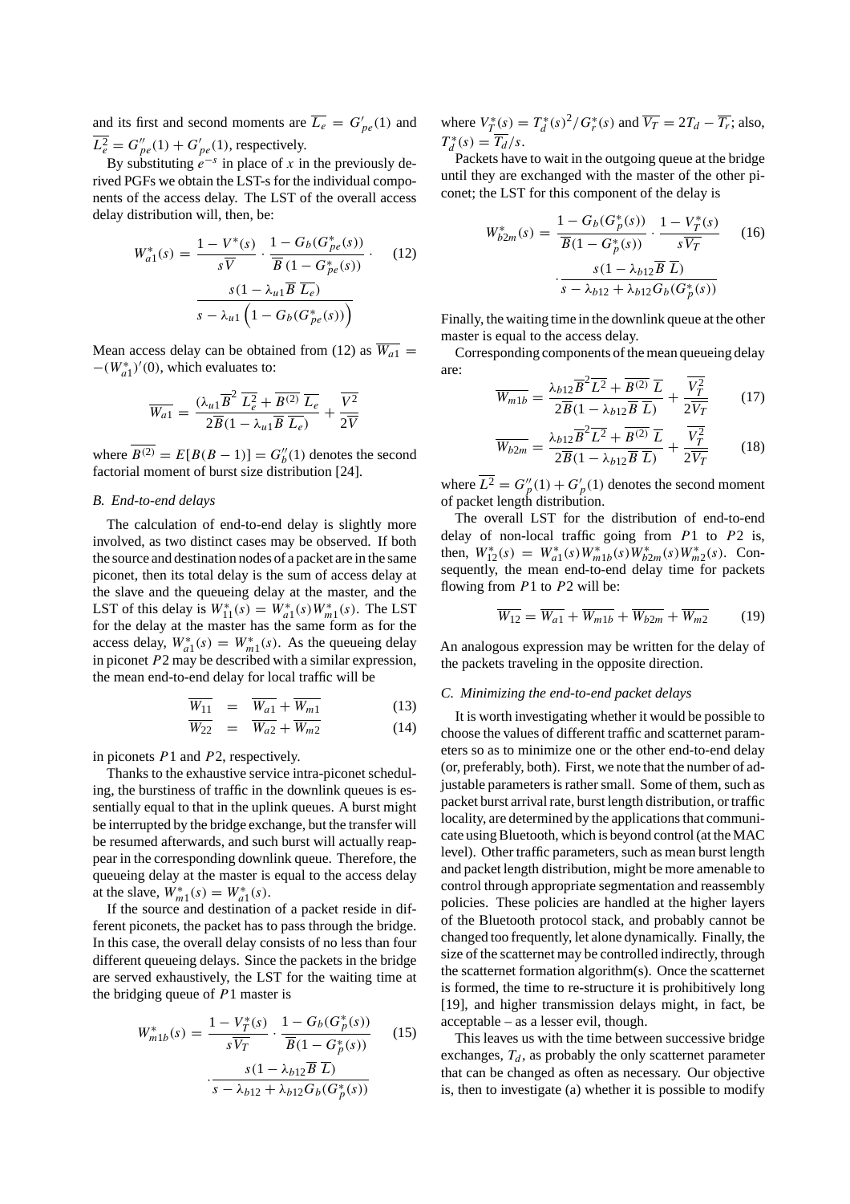and its first and second moments are $\overline{L_e} = G'_{pe}(1)$ and $\overline{L_e^2} = G''_{pe}(1) + G'_{pe}(1)$, respectively.

By substituting $e^{-s}$ in place of $x$ in the previously derived PGFs we obtain the LST-s for the individual components of the access delay. The LST of the overall access delay distribution will, then, be:

$$W_{a1}^*(s) = \frac{1 - V^*(s)}{s\overline{V}} \cdot \frac{1 - G_b(G_{pe}^*(s))}{\overline{B}\,(1 - G_{pe}^*(s))} \cdot \frac{s(1 - \lambda_{u1}\overline{B}\;\overline{L_e})}{s - \lambda_{u1}\left(1 - G_b(G_{pe}^*(s))\right)} \tag{12}$$

Mean access delay can be obtained from (12) as $\overline{W_{a1}} = -(W_{a1}^*)'(0)$, which evaluates to:

$$\overline{W_{a1}} = \frac{(\lambda_{u1}\overline{B}^2\;\overline{L_e^2} + \overline{B^{(2)}}\;\overline{L_e}}{2\overline{B}(1 - \lambda_{u1}\overline{B}\;\overline{L_e})} + \frac{\overline{V^2}}{2\overline{V}}$$

where $\overline{B^{(2)}} = E[B(B-1)] = G''_b(1)$ denotes the second factorial moment of burst size distribution [24].

### B. End-to-end delays

The calculation of end-to-end delay is slightly more involved, as two distinct cases may be observed. If both the source and destination nodes of a packet are in the same piconet, then its total delay is the sum of access delay at the slave and the queueing delay at the master, and the LST of this delay is $W_{11}^*(s) = W_{a1}^*(s)W_{m1}^*(s)$. The LST for the delay at the master has the same form as for the access delay, $W_{a1}^*(s) = W_{m1}^*(s)$. As the queueing delay in piconet $P2$ may be described with a similar expression, the mean end-to-end delay for local traffic will be

$$\overline{W_{11}} = \overline{W_{a1}} + \overline{W_{m1}} \tag{13}$$

$$\overline{W_{22}} = \overline{W_{a2}} + \overline{W_{m2}} \tag{14}$$

in piconets $P1$ and $P2$, respectively.

Thanks to the exhaustive service intra-piconet scheduling, the burstiness of traffic in the downlink queues is essentially equal to that in the uplink queues. A burst might be interrupted by the bridge exchange, but the transfer will be resumed afterwards, and such burst will actually reappear in the corresponding downlink queue. Therefore, the queueing delay at the master is equal to the access delay at the slave, $W_{m1}^*(s) = W_{a1}^*(s)$.

If the source and destination of a packet reside in different piconets, the packet has to pass through the bridge. In this case, the overall delay consists of no less than four different queueing delays. Since the packets in the bridge are served exhaustively, the LST for the waiting time at the bridging queue of $P1$ master is

$$W_{m1b}^*(s) = \frac{1 - V_T^*(s)}{s\overline{V_T}} \cdot \frac{1 - G_b(G_p^*(s))}{\overline{B}(1 - G_p^*(s))} \cdot \frac{s(1 - \lambda_{b12}\overline{B}\;\overline{L})}{s - \lambda_{b12} + \lambda_{b12}G_b(G_p^*(s))} \tag{15}$$

where $V_T^*(s) = T_d^*(s)^2/G_r^*(s)$ and $\overline{V_T} = 2T_d - \overline{T_r}$; also, $T_d^*(s) = \overline{T_d}/s$.

Packets have to wait in the outgoing queue at the bridge until they are exchanged with the master of the other piconet; the LST for this component of the delay is

$$W_{b2m}^*(s) = \frac{1 - G_b(G_p^*(s))}{\overline{B}(1 - G_p^*(s))} \cdot \frac{1 - V_T^*(s)}{s\overline{V_T}} \cdot \frac{s(1 - \lambda_{b12}\overline{B}\;\overline{L})}{s - \lambda_{b12} + \lambda_{b12}G_b(G_p^*(s))} \tag{16}$$

Finally, the waiting time in the downlink queue at the other master is equal to the access delay.

Corresponding components of the mean queueing delay are:

$$\overline{W_{m1b}} = \frac{\lambda_{b12}\overline{B}^2\overline{L^2} + \overline{B^{(2)}}\;\overline{L}}{2\overline{B}(1 - \lambda_{b12}\overline{B}\;\overline{L})} + \frac{\overline{V_T^2}}{2\overline{V_T}} \tag{17}$$

$$\overline{W_{b2m}} = \frac{\lambda_{b12}\overline{B}^2\overline{L^2} + \overline{B^{(2)}}\;\overline{L}}{2\overline{B}(1 - \lambda_{b12}\overline{B}\;\overline{L})} + \frac{\overline{V_T^2}}{2\overline{V_T}} \tag{18}$$

where $\overline{L^2} = G''_p(1) + G'_p(1)$ denotes the second moment of packet length distribution.

The overall LST for the distribution of end-to-end delay of non-local traffic going from $P1$ to $P2$ is, then, $W_{12}^*(s) = W_{a1}^*(s)W_{m1b}^*(s)W_{b2m}^*(s)W_{m2}^*(s)$. Consequently, the mean end-to-end delay time for packets flowing from $P1$ to $P2$ will be:

$$\overline{W_{12}} = \overline{W_{a1}} + \overline{W_{m1b}} + \overline{W_{b2m}} + \overline{W_{m2}} \tag{19}$$

An analogous expression may be written for the delay of the packets traveling in the opposite direction.

### C. Minimizing the end-to-end packet delays

It is worth investigating whether it would be possible to choose the values of different traffic and scatternet parameters so as to minimize one or the other end-to-end delay (or, preferably, both). First, we note that the number of adjustable parameters is rather small. Some of them, such as packet burst arrival rate, burst length distribution, or traffic locality, are determined by the applications that communicate using Bluetooth, which is beyond control (at the MAC level). Other traffic parameters, such as mean burst length and packet length distribution, might be more amenable to control through appropriate segmentation and reassembly policies. These policies are handled at the higher layers of the Bluetooth protocol stack, and probably cannot be changed too frequently, let alone dynamically. Finally, the size of the scatternet may be controlled indirectly, through the scatternet formation algorithm(s). Once the scatternet is formed, the time to re-structure it is prohibitively long [19], and higher transmission delays might, in fact, be acceptable – as a lesser evil, though.

This leaves us with the time between successive bridge exchanges, $T_d$, as probably the only scatternet parameter that can be changed as often as necessary. Our objective is, then to investigate (a) whether it is possible to modify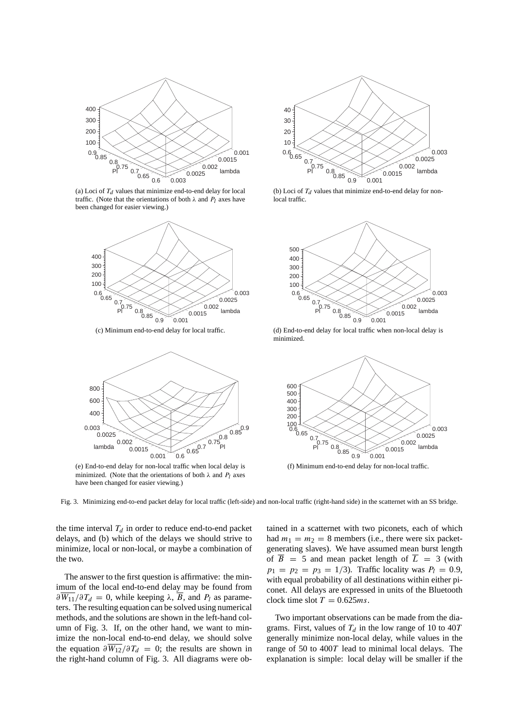(a) Loci of $T_d$ values that minimize end-to-end delay for local traffic. (Note that the orientations of both $\lambda$ and $P_l$ axes have been changed for easier viewing.)

(b) Loci of $T_d$ values that minimize end-to-end delay for non-local traffic.

(c) Minimum end-to-end delay for local traffic.

(d) End-to-end delay for local traffic when non-local delay is minimized.

(e) End-to-end delay for non-local traffic when local delay is minimized. (Note that the orientations of both $\lambda$ and $P_l$ axes have been changed for easier viewing.)

(f) Minimum end-to-end delay for non-local traffic.

Fig. 3. Minimizing end-to-end packet delay for local traffic (left-side) and non-local traffic (right-hand side) in the scatternet with an SS bridge.

the time interval $T_d$ in order to reduce end-to-end packet delays, and (b) which of the delays we should strive to minimize, local or non-local, or maybe a combination of the two.

The answer to the first question is affirmative: the minimum of the local end-to-end delay may be found from $\partial \overline{W_{11}} / \partial T_d = 0$, while keeping $\lambda$, $\overline{B}$, and $P_l$ as parameters. The resulting equation can be solved using numerical methods, and the solutions are shown in the left-hand column of Fig. 3. If, on the other hand, we want to minimize the non-local end-to-end delay, we should solve the equation $\partial \overline{W_{12}} / \partial T_d = 0$; the results are shown in the right-hand column of Fig. 3. All diagrams were obtained in a scatternet with two piconets, each of which had $m_1 = m_2 = 8$ members (i.e., there were six packet-generating slaves). We have assumed mean burst length of $\overline{B} = 5$ and mean packet length of $\overline{L} = 3$ (with $p_1 = p_2 = p_3 = 1/3$). Traffic locality was $P_l = 0.9$, with equal probability of all destinations within either piconet. All delays are expressed in units of the Bluetooth clock time slot $T = 0.625ms$.

Two important observations can be made from the diagrams. First, values of $T_d$ in the low range of 10 to $40T$ generally minimize non-local delay, while values in the range of 50 to $400T$ lead to minimal local delays. The explanation is simple: local delay will be smaller if the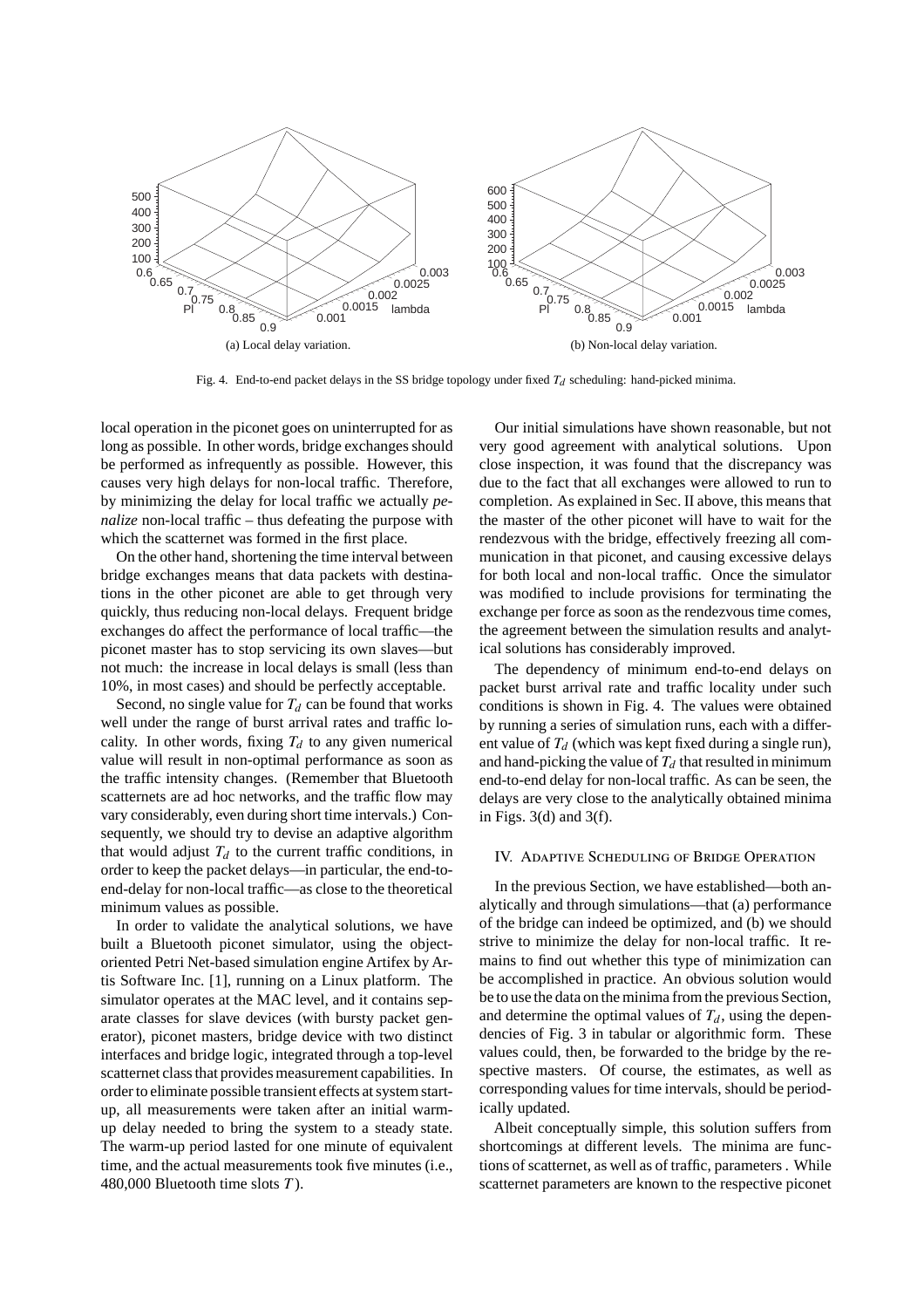(a) Local delay variation.

(b) Non-local delay variation.

Fig. 4. End-to-end packet delays in the SS bridge topology under fixed $T_d$ scheduling: hand-picked minima.

local operation in the piconet goes on uninterrupted for as long as possible. In other words, bridge exchanges should be performed as infrequently as possible. However, this causes very high delays for non-local traffic. Therefore, by minimizing the delay for local traffic we actually *penalize* non-local traffic – thus defeating the purpose with which the scatternet was formed in the first place.

On the other hand, shortening the time interval between bridge exchanges means that data packets with destinations in the other piconet are able to get through very quickly, thus reducing non-local delays. Frequent bridge exchanges do affect the performance of local traffic—the piconet master has to stop servicing its own slaves—but not much: the increase in local delays is small (less than 10%, in most cases) and should be perfectly acceptable.

Second, no single value for $T_d$ can be found that works well under the range of burst arrival rates and traffic locality. In other words, fixing $T_d$ to any given numerical value will result in non-optimal performance as soon as the traffic intensity changes. (Remember that Bluetooth scatternets are ad hoc networks, and the traffic flow may vary considerably, even during short time intervals.) Consequently, we should try to devise an adaptive algorithm that would adjust $T_d$ to the current traffic conditions, in order to keep the packet delays—in particular, the end-to-end-delay for non-local traffic—as close to the theoretical minimum values as possible.

In order to validate the analytical solutions, we have built a Bluetooth piconet simulator, using the object-oriented Petri Net-based simulation engine Artifex by Artis Software Inc. [1], running on a Linux platform. The simulator operates at the MAC level, and it contains separate classes for slave devices (with bursty packet generator), piconet masters, bridge device with two distinct interfaces and bridge logic, integrated through a top-level scatternet class that provides measurement capabilities. In order to eliminate possible transient effects at system start-up, all measurements were taken after an initial warm-up delay needed to bring the system to a steady state. The warm-up period lasted for one minute of equivalent time, and the actual measurements took five minutes (i.e., 480,000 Bluetooth time slots $T$).

Our initial simulations have shown reasonable, but not very good agreement with analytical solutions. Upon close inspection, it was found that the discrepancy was due to the fact that all exchanges were allowed to run to completion. As explained in Sec. II above, this means that the master of the other piconet will have to wait for the rendezvous with the bridge, effectively freezing all communication in that piconet, and causing excessive delays for both local and non-local traffic. Once the simulator was modified to include provisions for terminating the exchange per force as soon as the rendezvous time comes, the agreement between the simulation results and analytical solutions has considerably improved.

The dependency of minimum end-to-end delays on packet burst arrival rate and traffic locality under such conditions is shown in Fig. 4. The values were obtained by running a series of simulation runs, each with a different value of $T_d$ (which was kept fixed during a single run), and hand-picking the value of $T_d$ that resulted in minimum end-to-end delay for non-local traffic. As can be seen, the delays are very close to the analytically obtained minima in Figs. 3(d) and 3(f).

## IV. Adaptive Scheduling of Bridge Operation

In the previous Section, we have established—both analytically and through simulations—that (a) performance of the bridge can indeed be optimized, and (b) we should strive to minimize the delay for non-local traffic. It remains to find out whether this type of minimization can be accomplished in practice. An obvious solution would be to use the data on the minima from the previous Section, and determine the optimal values of $T_d$, using the dependencies of Fig. 3 in tabular or algorithmic form. These values could, then, be forwarded to the bridge by the respective masters. Of course, the estimates, as well as corresponding values for time intervals, should be periodically updated.

Albeit conceptually simple, this solution suffers from shortcomings at different levels. The minima are functions of scatternet, as well as of traffic, parameters . While scatternet parameters are known to the respective piconet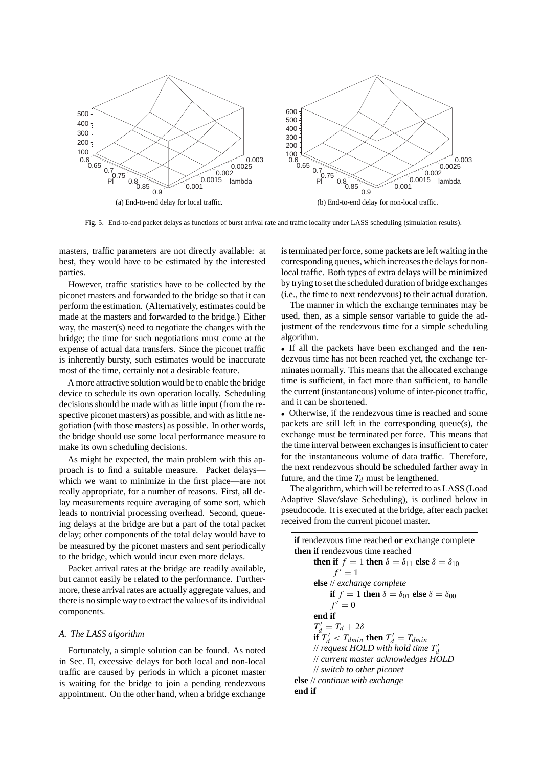(a) End-to-end delay for local traffic.

(b) End-to-end delay for non-local traffic.

Fig. 5. End-to-end packet delays as functions of burst arrival rate and traffic locality under LASS scheduling (simulation results).

masters, traffic parameters are not directly available: at best, they would have to be estimated by the interested parties.

However, traffic statistics have to be collected by the piconet masters and forwarded to the bridge so that it can perform the estimation. (Alternatively, estimates could be made at the masters and forwarded to the bridge.) Either way, the master(s) need to negotiate the changes with the bridge; the time for such negotiations must come at the expense of actual data transfers. Since the piconet traffic is inherently bursty, such estimates would be inaccurate most of the time, certainly not a desirable feature.

A more attractive solution would be to enable the bridge device to schedule its own operation locally. Scheduling decisions should be made with as little input (from the respective piconet masters) as possible, and with as little negotiation (with those masters) as possible. In other words, the bridge should use some local performance measure to make its own scheduling decisions.

As might be expected, the main problem with this approach is to find a suitable measure. Packet delays—which we want to minimize in the first place—are not really appropriate, for a number of reasons. First, all delay measurements require averaging of some sort, which leads to nontrivial processing overhead. Second, queueing delays at the bridge are but a part of the total packet delay; other components of the total delay would have to be measured by the piconet masters and sent periodically to the bridge, which would incur even more delays.

Packet arrival rates at the bridge are readily available, but cannot easily be related to the performance. Furthermore, these arrival rates are actually aggregate values, and there is no simple way to extract the values of its individual components.

### A. The LASS algorithm

Fortunately, a simple solution can be found. As noted in Sec. II, excessive delays for both local and non-local traffic are caused by periods in which a piconet master is waiting for the bridge to join a pending rendezvous appointment. On the other hand, when a bridge exchange is terminated per force, some packets are left waiting in the corresponding queues, which increases the delays for non-local traffic. Both types of extra delays will be minimized by trying to set the scheduled duration of bridge exchanges (i.e., the time to next rendezvous) to their actual duration.

The manner in which the exchange terminates may be used, then, as a simple sensor variable to guide the adjustment of the rendezvous time for a simple scheduling algorithm.

- If all the packets have been exchanged and the rendezvous time has not been reached yet, the exchange terminates normally. This means that the allocated exchange time is sufficient, in fact more than sufficient, to handle the current (instantaneous) volume of inter-piconet traffic, and it can be shortened.
- Otherwise, if the rendezvous time is reached and some packets are still left in the corresponding queue(s), the exchange must be terminated per force. This means that the time interval between exchanges is insufficient to cater for the instantaneous volume of data traffic. Therefore, the next rendezvous should be scheduled farther away in future, and the time $T_d$ must be lengthened.

The algorithm, which will be referred to as LASS (Load Adaptive Slave/slave Scheduling), is outlined below in pseudocode. It is executed at the bridge, after each packet received from the current piconet master.

**if** rendezvous time reached **or** exchange complete
**then if** rendezvous time reached
&nbsp;&nbsp;&nbsp;&nbsp;**then if** $f = 1$ **then** $\delta = \delta_{11}$ **else** $\delta = \delta_{10}$
&nbsp;&nbsp;&nbsp;&nbsp;&nbsp;&nbsp;&nbsp;&nbsp;$f' = 1$
&nbsp;&nbsp;&nbsp;&nbsp;**else** // *exchange complete*
&nbsp;&nbsp;&nbsp;&nbsp;&nbsp;&nbsp;&nbsp;&nbsp;**if** $f = 1$ **then** $\delta = \delta_{01}$ **else** $\delta = \delta_{00}$
&nbsp;&nbsp;&nbsp;&nbsp;&nbsp;&nbsp;&nbsp;&nbsp;$f' = 0$
&nbsp;&nbsp;&nbsp;&nbsp;**end if**
&nbsp;&nbsp;&nbsp;&nbsp;$T'_d = T_d + 2\delta$
&nbsp;&nbsp;&nbsp;&nbsp;**if** $T'_d < T_{dmin}$ **then** $T'_d = T_{dmin}$
&nbsp;&nbsp;&nbsp;&nbsp;// *request HOLD with hold time* $T'_d$
&nbsp;&nbsp;&nbsp;&nbsp;// *current master acknowledges HOLD*
&nbsp;&nbsp;&nbsp;&nbsp;// *switch to other piconet*
**else** // *continue with exchange*
**end if**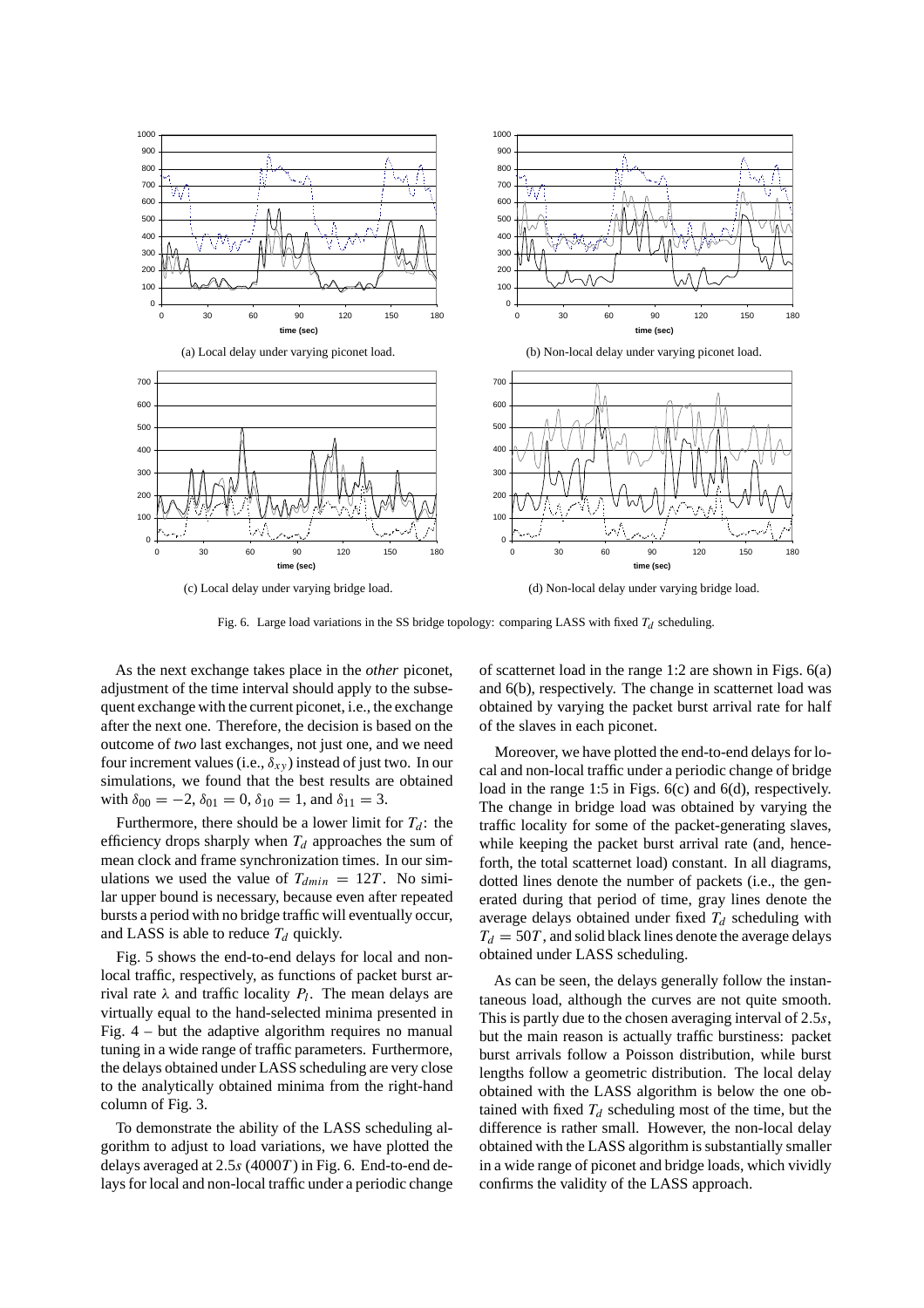(a) Local delay under varying piconet load.

(b) Non-local delay under varying piconet load.

(c) Local delay under varying bridge load.

(d) Non-local delay under varying bridge load.

Fig. 6. Large load variations in the SS bridge topology: comparing LASS with fixed $T_d$ scheduling.

As the next exchange takes place in the *other* piconet, adjustment of the time interval should apply to the subsequent exchange with the current piconet, i.e., the exchange after the next one. Therefore, the decision is based on the outcome of *two* last exchanges, not just one, and we need four increment values (i.e., $\delta_{xy}$) instead of just two. In our simulations, we found that the best results are obtained with $\delta_{00} = -2$, $\delta_{01} = 0$, $\delta_{10} = 1$, and $\delta_{11} = 3$.

Furthermore, there should be a lower limit for $T_d$: the efficiency drops sharply when $T_d$ approaches the sum of mean clock and frame synchronization times. In our simulations we used the value of $T_{dmin} = 12T$. No similar upper bound is necessary, because even after repeated bursts a period with no bridge traffic will eventually occur, and LASS is able to reduce $T_d$ quickly.

Fig. 5 shows the end-to-end delays for local and non-local traffic, respectively, as functions of packet burst arrival rate $\lambda$ and traffic locality $P_l$. The mean delays are virtually equal to the hand-selected minima presented in Fig. 4 – but the adaptive algorithm requires no manual tuning in a wide range of traffic parameters. Furthermore, the delays obtained under LASS scheduling are very close to the analytically obtained minima from the right-hand column of Fig. 3.

To demonstrate the ability of the LASS scheduling algorithm to adjust to load variations, we have plotted the delays averaged at $2.5s$ ($4000T$) in Fig. 6. End-to-end delays for local and non-local traffic under a periodic change of scatternet load in the range 1:2 are shown in Figs. 6(a) and 6(b), respectively. The change in scatternet load was obtained by varying the packet burst arrival rate for half of the slaves in each piconet.

Moreover, we have plotted the end-to-end delays for local and non-local traffic under a periodic change of bridge load in the range 1:5 in Figs. 6(c) and 6(d), respectively. The change in bridge load was obtained by varying the traffic locality for some of the packet-generating slaves, while keeping the packet burst arrival rate (and, henceforth, the total scatternet load) constant. In all diagrams, dotted lines denote the number of packets (i.e., the generated during that period of time, gray lines denote the average delays obtained under fixed $T_d$ scheduling with $T_d = 50T$, and solid black lines denote the average delays obtained under LASS scheduling.

As can be seen, the delays generally follow the instantaneous load, although the curves are not quite smooth. This is partly due to the chosen averaging interval of $2.5s$, but the main reason is actually traffic burstiness: packet burst arrivals follow a Poisson distribution, while burst lengths follow a geometric distribution. The local delay obtained with the LASS algorithm is below the one obtained with fixed $T_d$ scheduling most of the time, but the difference is rather small. However, the non-local delay obtained with the LASS algorithm is substantially smaller in a wide range of piconet and bridge loads, which vividly confirms the validity of the LASS approach.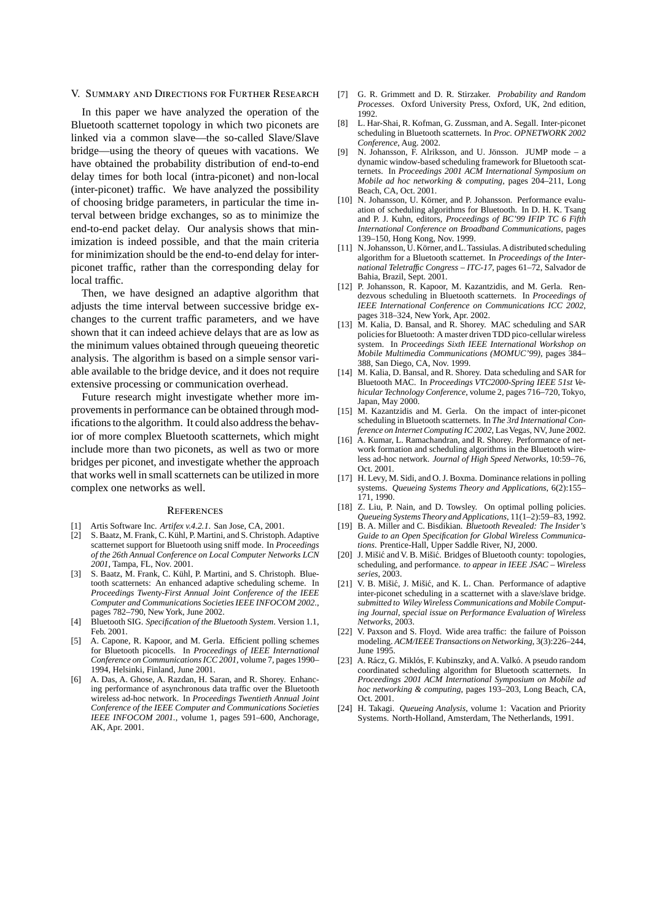## V. Summary and Directions for Further Research

In this paper we have analyzed the operation of the Bluetooth scatternet topology in which two piconets are linked via a common slave—the so-called Slave/Slave bridge—using the theory of queues with vacations. We have obtained the probability distribution of end-to-end delay times for both local (intra-piconet) and non-local (inter-piconet) traffic. We have analyzed the possibility of choosing bridge parameters, in particular the time interval between bridge exchanges, so as to minimize the end-to-end packet delay. Our analysis shows that minimization is indeed possible, and that the main criteria for minimization should be the end-to-end delay for inter-piconet traffic, rather than the corresponding delay for local traffic.

Then, we have designed an adaptive algorithm that adjusts the time interval between successive bridge exchanges to the current traffic parameters, and we have shown that it can indeed achieve delays that are as low as the minimum values obtained through queueing theoretic analysis. The algorithm is based on a simple sensor variable available to the bridge device, and it does not require extensive processing or communication overhead.

Future research might investigate whether more improvements in performance can be obtained through modifications to the algorithm. It could also address the behavior of more complex Bluetooth scatternets, which might include more than two piconets, as well as two or more bridges per piconet, and investigate whether the approach that works well in small scatternets can be utilized in more complex one networks as well.

## References

[1] Artis Software Inc. *Artifex v.4.2.1*. San Jose, CA, 2001.

[2] S. Baatz, M. Frank, C. Kühl, P. Martini, and S. Christoph. Adaptive scatternet support for Bluetooth using sniff mode. In *Proceedings of the 26th Annual Conference on Local Computer Networks LCN 2001*, Tampa, FL, Nov. 2001.

[3] S. Baatz, M. Frank, C. Kühl, P. Martini, and S. Christoph. Bluetooth scatternets: An enhanced adaptive scheduling scheme. In *Proceedings Twenty-First Annual Joint Conference of the IEEE Computer and Communications Societies IEEE INFOCOM 2002.*, pages 782–790, New York, June 2002.

[4] Bluetooth SIG. *Specification of the Bluetooth System*. Version 1.1, Feb. 2001.

[5] A. Capone, R. Kapoor, and M. Gerla. Efficient polling schemes for Bluetooth picocells. In *Proceedings of IEEE International Conference on Communications ICC 2001*, volume 7, pages 1990–1994, Helsinki, Finland, June 2001.

[6] A. Das, A. Ghose, A. Razdan, H. Saran, and R. Shorey. Enhancing performance of asynchronous data traffic over the Bluetooth wireless ad-hoc network. In *Proceedings Twentieth Annual Joint Conference of the IEEE Computer and Communications Societies IEEE INFOCOM 2001.*, volume 1, pages 591–600, Anchorage, AK, Apr. 2001.

[7] G. R. Grimmett and D. R. Stirzaker. *Probability and Random Processes*. Oxford University Press, Oxford, UK, 2nd edition, 1992.

[8] L. Har-Shai, R. Kofman, G. Zussman, and A. Segall. Inter-piconet scheduling in Bluetooth scatternets. In *Proc. OPNETWORK 2002 Conference*, Aug. 2002.

[9] N. Johansson, F. Alriksson, and U. Jönsson. JUMP mode – a dynamic window-based scheduling framework for Bluetooth scatternets. In *Proceedings 2001 ACM International Symposium on Mobile ad hoc networking & computing*, pages 204–211, Long Beach, CA, Oct. 2001.

[10] N. Johansson, U. Körner, and P. Johansson. Performance evaluation of scheduling algorithms for Bluetooth. In D. H. K. Tsang and P. J. Kuhn, editors, *Proceedings of BC'99 IFIP TC 6 Fifth International Conference on Broadband Communications*, pages 139–150, Hong Kong, Nov. 1999.

[11] N. Johansson, U. Körner, and L. Tassiulas. A distributed scheduling algorithm for a Bluetooth scatternet. In *Proceedings of the International Teletraffic Congress – ITC-17*, pages 61–72, Salvador de Bahia, Brazil, Sept. 2001.

[12] P. Johansson, R. Kapoor, M. Kazantzidis, and M. Gerla. Rendezvous scheduling in Bluetooth scatternets. In *Proceedings of IEEE International Conference on Communications ICC 2002*, pages 318–324, New York, Apr. 2002.

[13] M. Kalia, D. Bansal, and R. Shorey. MAC scheduling and SAR policies for Bluetooth: A master driven TDD pico-cellular wireless system. In *Proceedings Sixth IEEE International Workshop on Mobile Multimedia Communications (MOMUC'99)*, pages 384–388, San Diego, CA, Nov. 1999.

[14] M. Kalia, D. Bansal, and R. Shorey. Data scheduling and SAR for Bluetooth MAC. In *Proceedings VTC2000-Spring IEEE 51st Vehicular Technology Conference*, volume 2, pages 716–720, Tokyo, Japan, May 2000.

[15] M. Kazantzidis and M. Gerla. On the impact of inter-piconet scheduling in Bluetooth scatternets. In *The 3rd International Conference on Internet Computing IC 2002*, Las Vegas, NV, June 2002.

[16] A. Kumar, L. Ramachandran, and R. Shorey. Performance of network formation and scheduling algorithms in the Bluetooth wireless ad-hoc network. *Journal of High Speed Networks*, 10:59–76, Oct. 2001.

[17] H. Levy, M. Sidi, and O. J. Boxma. Dominance relations in polling systems. *Queueing Systems Theory and Applications*, 6(2):155–171, 1990.

[18] Z. Liu, P. Nain, and D. Towsley. On optimal polling policies. *Queueing Systems Theory and Applications*, 11(1–2):59–83, 1992.

[19] B. A. Miller and C. Bisdikian. *Bluetooth Revealed: The Insider's Guide to an Open Specification for Global Wireless Communications*. Prentice-Hall, Upper Saddle River, NJ, 2000.

[20] J. Mišić and V. B. Mišić. Bridges of Bluetooth county: topologies, scheduling, and performance. *to appear in IEEE JSAC – Wireless series*, 2003.

[21] V. B. Mišić, J. Mišić, and K. L. Chan. Performance of adaptive inter-piconet scheduling in a scatternet with a slave/slave bridge. *submitted to Wiley Wireless Communications and Mobile Computing Journal, special issue on Performance Evaluation of Wireless Networks*, 2003.

[22] V. Paxson and S. Floyd. Wide area traffic: the failure of Poisson modeling. *ACM/IEEE Transactions on Networking*, 3(3):226–244, June 1995.

[23] A. Rácz, G. Miklós, F. Kubinszky, and A. Valkó. A pseudo random coordinated scheduling algorithm for Bluetooth scatternets. In *Proceedings 2001 ACM International Symposium on Mobile ad hoc networking & computing*, pages 193–203, Long Beach, CA, Oct. 2001.

[24] H. Takagi. *Queueing Analysis*, volume 1: Vacation and Priority Systems. North-Holland, Amsterdam, The Netherlands, 1991.